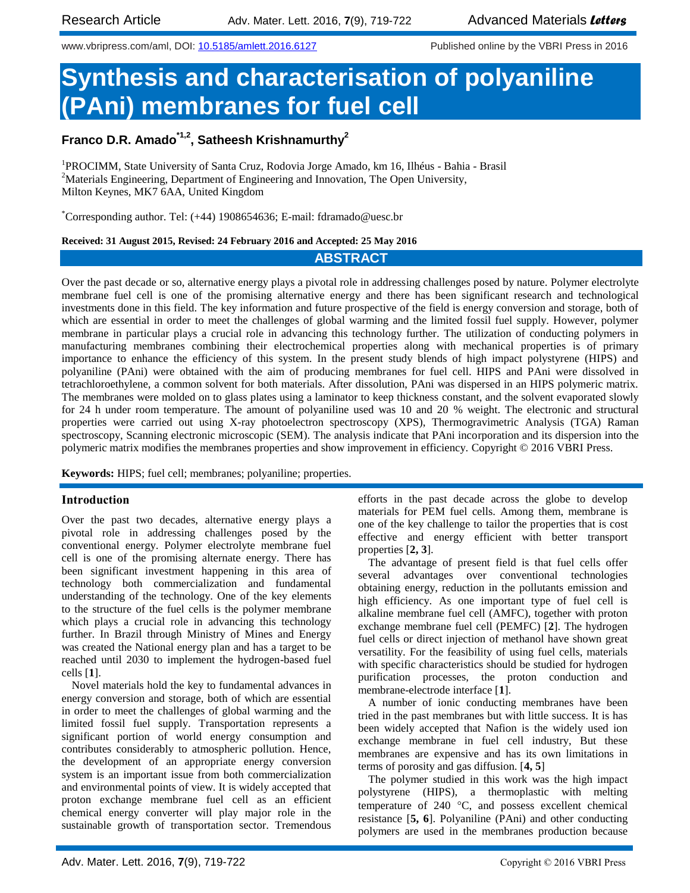www.vbripress.com/aml, DOI: 10.5185/amlett.2016.6127

Published online by the VBRI Press in 2016

# Synthesis and characterisation of polyaniline (PAni) membranes for fuel cell

**Franco D.R. Amado[*1,2], Satheesh Krishnamurthy[2]**

[1]PROCIMM, State University of Santa Cruz, Rodovia Jorge Amado, km 16, Ilhéus - Bahia - Brasil
[2]Materials Engineering, Department of Engineering and Innovation, The Open University, Milton Keynes, MK7 6AA, United Kingdom

[*]Corresponding author. Tel: (+44) 1908654636; E-mail: fdramado@uesc.br

**Received: 31 August 2015, Revised: 24 February 2016 and Accepted: 25 May 2016**

## ABSTRACT

Over the past decade or so, alternative energy plays a pivotal role in addressing challenges posed by nature. Polymer electrolyte membrane fuel cell is one of the promising alternative energy and there has been significant research and technological investments done in this field. The key information and future prospective of the field is energy conversion and storage, both of which are essential in order to meet the challenges of global warming and the limited fossil fuel supply. However, polymer membrane in particular plays a crucial role in advancing this technology further. The utilization of conducting polymers in manufacturing membranes combining their electrochemical properties along with mechanical properties is of primary importance to enhance the efficiency of this system. In the present study blends of high impact polystyrene (HIPS) and polyaniline (PAni) were obtained with the aim of producing membranes for fuel cell. HIPS and PAni were dissolved in tetrachloroethylene, a common solvent for both materials. After dissolution, PAni was dispersed in an HIPS polymeric matrix. The membranes were molded on to glass plates using a laminator to keep thickness constant, and the solvent evaporated slowly for 24 h under room temperature. The amount of polyaniline used was 10 and 20 % weight. The electronic and structural properties were carried out using X-ray photoelectron spectroscopy (XPS), Thermogravimetric Analysis (TGA) Raman spectroscopy, Scanning electronic microscopic (SEM). The analysis indicate that PAni incorporation and its dispersion into the polymeric matrix modifies the membranes properties and show improvement in efficiency. Copyright © 2016 VBRI Press.

**Keywords:** HIPS; fuel cell; membranes; polyaniline; properties.

## Introduction

Over the past two decades, alternative energy plays a pivotal role in addressing challenges posed by the conventional energy. Polymer electrolyte membrane fuel cell is one of the promising alternate energy. There has been significant investment happening in this area of technology both commercialization and fundamental understanding of the technology. One of the key elements to the structure of the fuel cells is the polymer membrane which plays a crucial role in advancing this technology further. In Brazil through Ministry of Mines and Energy was created the National energy plan and has a target to be reached until 2030 to implement the hydrogen-based fuel cells [**1**].

Novel materials hold the key to fundamental advances in energy conversion and storage, both of which are essential in order to meet the challenges of global warming and the limited fossil fuel supply. Transportation represents a significant portion of world energy consumption and contributes considerably to atmospheric pollution. Hence, the development of an appropriate energy conversion system is an important issue from both commercialization and environmental points of view. It is widely accepted that proton exchange membrane fuel cell as an efficient chemical energy converter will play major role in the sustainable growth of transportation sector. Tremendous efforts in the past decade across the globe to develop materials for PEM fuel cells. Among them, membrane is one of the key challenge to tailor the properties that is cost effective and energy efficient with better transport properties [**2, 3**].

The advantage of present field is that fuel cells offer several advantages over conventional technologies obtaining energy, reduction in the pollutants emission and high efficiency. As one important type of fuel cell is alkaline membrane fuel cell (AMFC), together with proton exchange membrane fuel cell (PEMFC) [**2**]. The hydrogen fuel cells or direct injection of methanol have shown great versatility. For the feasibility of using fuel cells, materials with specific characteristics should be studied for hydrogen purification processes, the proton conduction and membrane-electrode interface [**1**].

A number of ionic conducting membranes have been tried in the past membranes but with little success. It is has been widely accepted that Nafion is the widely used ion exchange membrane in fuel cell industry, But these membranes are expensive and has its own limitations in terms of porosity and gas diffusion. [**4, 5**]

The polymer studied in this work was the high impact polystyrene (HIPS), a thermoplastic with melting temperature of 240 °C, and possess excellent chemical resistance [**5, 6**]. Polyaniline (PAni) and other conducting polymers are used in the membranes production because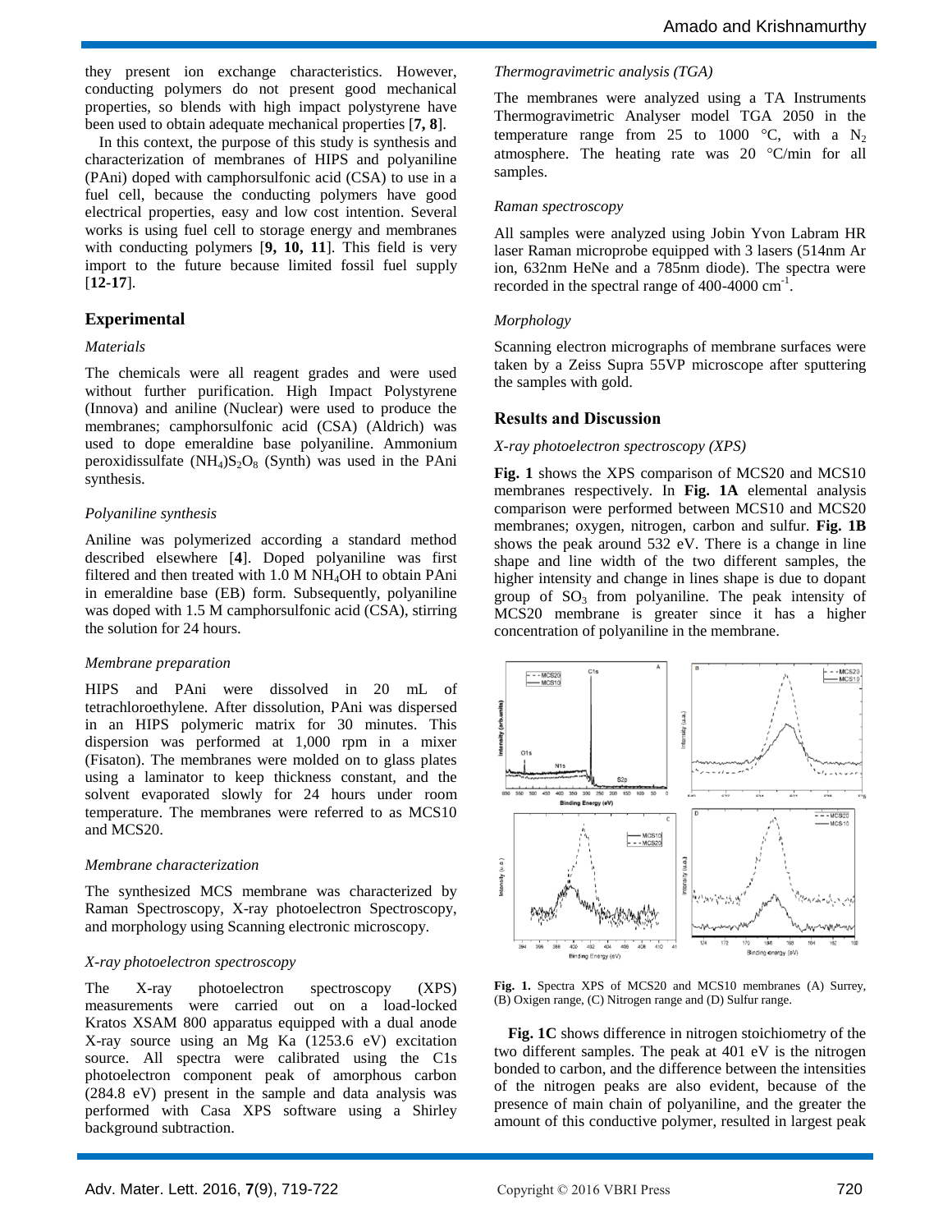they present ion exchange characteristics. However, conducting polymers do not present good mechanical properties, so blends with high impact polystyrene have been used to obtain adequate mechanical properties [**7, 8**].

In this context, the purpose of this study is synthesis and characterization of membranes of HIPS and polyaniline (PAni) doped with camphorsulfonic acid (CSA) to use in a fuel cell, because the conducting polymers have good electrical properties, easy and low cost intention. Several works is using fuel cell to storage energy and membranes with conducting polymers [**9, 10, 11**]. This field is very import to the future because limited fossil fuel supply [**12-17**].

## Experimental

### *Materials*

The chemicals were all reagent grades and were used without further purification. High Impact Polystyrene (Innova) and aniline (Nuclear) were used to produce the membranes; camphorsulfonic acid (CSA) (Aldrich) was used to dope emeraldine base polyaniline. Ammonium peroxidissulfate $(NH_4)S_2O_8$ (Synth) was used in the PAni synthesis.

### *Polyaniline synthesis*

Aniline was polymerized according a standard method described elsewhere [**4**]. Doped polyaniline was first filtered and then treated with 1.0 M $NH_4OH$ to obtain PAni in emeraldine base (EB) form. Subsequently, polyaniline was doped with 1.5 M camphorsulfonic acid (CSA), stirring the solution for 24 hours.

### *Membrane preparation*

HIPS and PAni were dissolved in 20 mL of tetrachloroethylene. After dissolution, PAni was dispersed in an HIPS polymeric matrix for 30 minutes. This dispersion was performed at 1,000 rpm in a mixer (Fisaton). The membranes were molded on to glass plates using a laminator to keep thickness constant, and the solvent evaporated slowly for 24 hours under room temperature. The membranes were referred to as MCS10 and MCS20.

### *Membrane characterization*

The synthesized MCS membrane was characterized by Raman Spectroscopy, X-ray photoelectron Spectroscopy, and morphology using Scanning electronic microscopy.

### *X-ray photoelectron spectroscopy*

The X-ray photoelectron spectroscopy (XPS) measurements were carried out on a load-locked Kratos XSAM 800 apparatus equipped with a dual anode X-ray source using an Mg Ka (1253.6 eV) excitation source. All spectra were calibrated using the C1s photoelectron component peak of amorphous carbon (284.8 eV) present in the sample and data analysis was performed with Casa XPS software using a Shirley background subtraction.

### *Thermogravimetric analysis (TGA)*

The membranes were analyzed using a TA Instruments Thermogravimetric Analyser model TGA 2050 in the temperature range from 25 to 1000 °C, with a $N_2$ atmosphere. The heating rate was 20 °C/min for all samples.

### *Raman spectroscopy*

All samples were analyzed using Jobin Yvon Labram HR laser Raman microprobe equipped with 3 lasers (514nm Ar ion, 632nm HeNe and a 785nm diode). The spectra were recorded in the spectral range of 400-4000 $cm^{-1}$.

### *Morphology*

Scanning electron micrographs of membrane surfaces were taken by a Zeiss Supra 55VP microscope after sputtering the samples with gold.

## Results and Discussion

### *X-ray photoelectron spectroscopy (XPS)*

**Fig. 1** shows the XPS comparison of MCS20 and MCS10 membranes respectively. In **Fig. 1A** elemental analysis comparison were performed between MCS10 and MCS20 membranes; oxygen, nitrogen, carbon and sulfur. **Fig. 1B** shows the peak around 532 eV. There is a change in line shape and line width of the two different samples, the higher intensity and change in lines shape is due to dopant group of $SO_3$ from polyaniline. The peak intensity of MCS20 membrane is greater since it has a higher concentration of polyaniline in the membrane.

**Fig. 1.** Spectra XPS of MCS20 and MCS10 membranes (A) Surrey, (B) Oxigen range, (C) Nitrogen range and (D) Sulfur range.

**Fig. 1C** shows difference in nitrogen stoichiometry of the two different samples. The peak at 401 eV is the nitrogen bonded to carbon, and the difference between the intensities of the nitrogen peaks are also evident, because of the presence of main chain of polyaniline, and the greater the amount of this conductive polymer, resulted in largest peak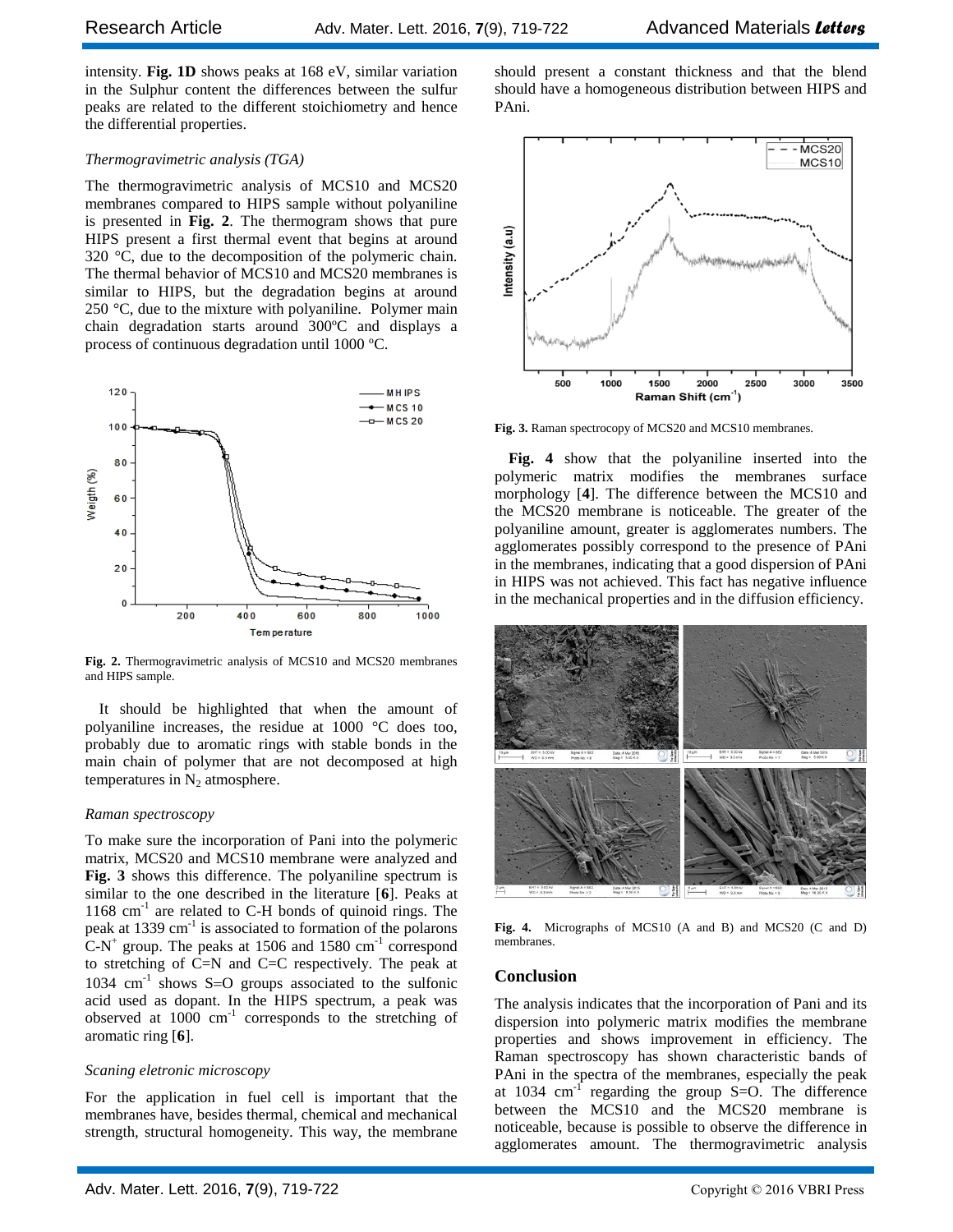intensity. **Fig. 1D** shows peaks at 168 eV, similar variation in the Sulphur content the differences between the sulfur peaks are related to the different stoichiometry and hence the differential properties.

*Thermogravimetric analysis (TGA)*

The thermogravimetric analysis of MCS10 and MCS20 membranes compared to HIPS sample without polyaniline is presented in **Fig. 2**. The thermogram shows that pure HIPS present a first thermal event that begins at around 320 °C, due to the decomposition of the polymeric chain. The thermal behavior of MCS10 and MCS20 membranes is similar to HIPS, but the degradation begins at around 250 °C, due to the mixture with polyaniline. Polymer main chain degradation starts around 300ºC and displays a process of continuous degradation until 1000 ºC.

**Fig. 2.** Thermogravimetric analysis of MCS10 and MCS20 membranes and HIPS sample.

It should be highlighted that when the amount of polyaniline increases, the residue at 1000 °C does too, probably due to aromatic rings with stable bonds in the main chain of polymer that are not decomposed at high temperatures in $N_2$ atmosphere.

*Raman spectroscopy*

To make sure the incorporation of Pani into the polymeric matrix, MCS20 and MCS10 membrane were analyzed and **Fig. 3** shows this difference. The polyaniline spectrum is similar to the one described in the literature [**6**]. Peaks at 1168 $cm^{-1}$ are related to C-H bonds of quinoid rings. The peak at 1339 $cm^{-1}$ is associated to formation of the polarons $C\text{-}N^+$ group. The peaks at 1506 and 1580 $cm^{-1}$ correspond to stretching of C=N and C=C respectively. The peak at 1034 $cm^{-1}$ shows S=O groups associated to the sulfonic acid used as dopant. In the HIPS spectrum, a peak was observed at 1000 $cm^{-1}$ corresponds to the stretching of aromatic ring [**6**].

*Scaning eletronic microscopy*

For the application in fuel cell is important that the membranes have, besides thermal, chemical and mechanical strength, structural homogeneity. This way, the membrane should present a constant thickness and that the blend should have a homogeneous distribution between HIPS and PAni.

**Fig. 3.** Raman spectrocopy of MCS20 and MCS10 membranes.

**Fig. 4** show that the polyaniline inserted into the polymeric matrix modifies the membranes surface morphology [**4**]. The difference between the MCS10 and the MCS20 membrane is noticeable. The greater of the polyaniline amount, greater is agglomerates numbers. The agglomerates possibly correspond to the presence of PAni in the membranes, indicating that a good dispersion of PAni in HIPS was not achieved. This fact has negative influence in the mechanical properties and in the diffusion efficiency.

**Fig. 4.** Micrographs of MCS10 (A and B) and MCS20 (C and D) membranes.

## Conclusion

The analysis indicates that the incorporation of Pani and its dispersion into polymeric matrix modifies the membrane properties and shows improvement in efficiency. The Raman spectroscopy has shown characteristic bands of PAni in the spectra of the membranes, especially the peak at 1034 $cm^{-1}$ regarding the group S=O. The difference between the MCS10 and the MCS20 membrane is noticeable, because is possible to observe the difference in agglomerates amount. The thermogravimetric analysis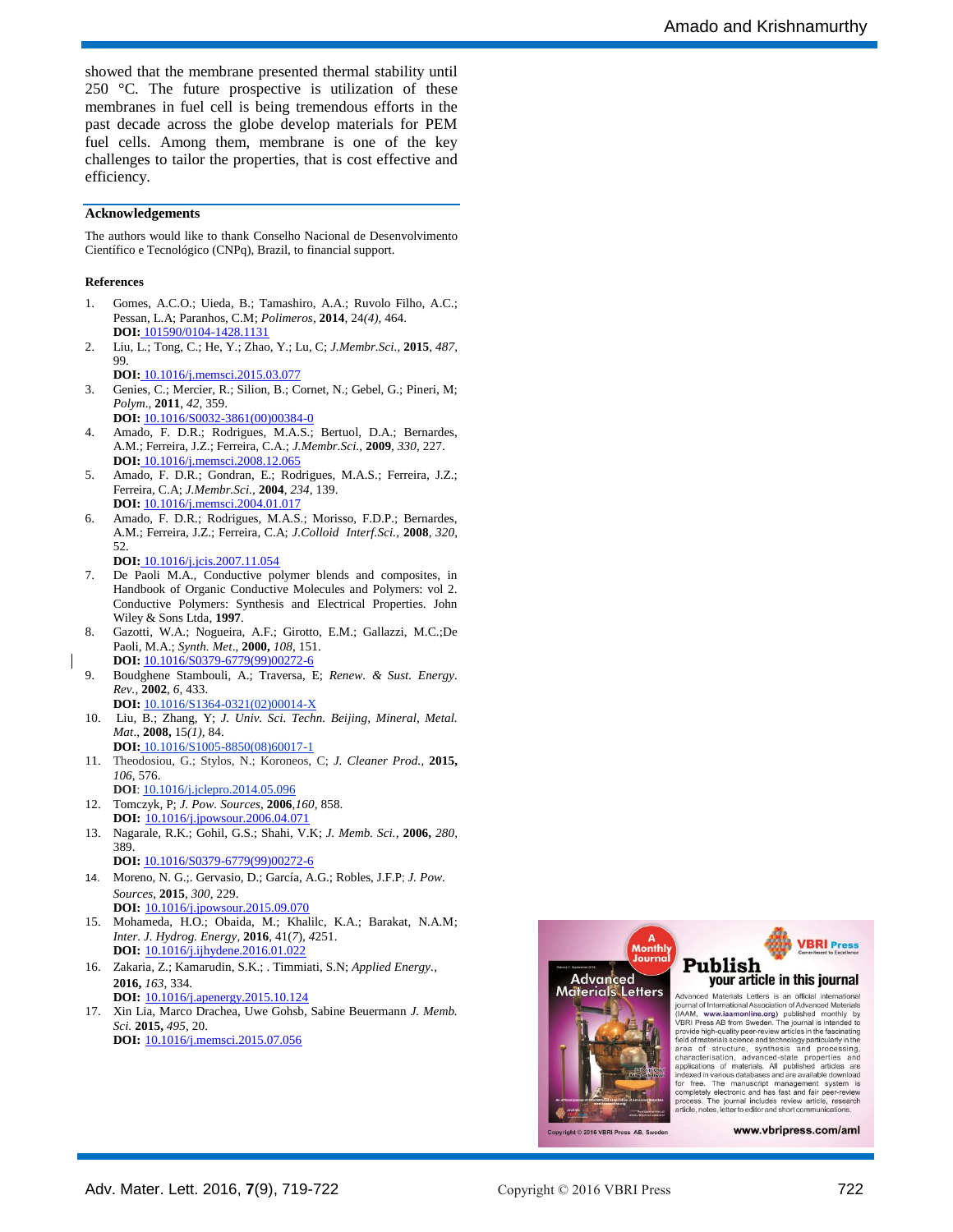showed that the membrane presented thermal stability until 250 °C. The future prospective is utilization of these membranes in fuel cell is being tremendous efforts in the past decade across the globe develop materials for PEM fuel cells. Among them, membrane is one of the key challenges to tailor the properties, that is cost effective and efficiency.

## Acknowledgements

The authors would like to thank Conselho Nacional de Desenvolvimento Científico e Tecnológico (CNPq), Brazil, to financial support.

## References

1. Gomes, A.C.O.; Uieda, B.; Tamashiro, A.A.; Ruvolo Filho, A.C.; Pessan, L.A; Paranhos, C.M; *Polimeros*, **2014**, 24*(4)*, 464. **DOI:** 101590/0104-1428.1131
2. Liu, L.; Tong, C.; He, Y.; Zhao, Y.; Lu, C; *J.Membr.Sci.*, **2015**, *487*, 99. **DOI:** 10.1016/j.memsci.2015.03.077
3. Genies, C.; Mercier, R.; Silion, B.; Cornet, N.; Gebel, G.; Pineri, M; *Polym*., **2011**, *42*, 359. **DOI:** 10.1016/S0032-3861(00)00384-0
4. Amado, F. D.R.; Rodrigues, M.A.S.; Bertuol, D.A.; Bernardes, A.M.; Ferreira, J.Z.; Ferreira, C.A.; *J.Membr.Sci.*, **2009**, *330*, 227. **DOI:** 10.1016/j.memsci.2008.12.065
5. Amado, F. D.R.; Gondran, E.; Rodrigues, M.A.S.; Ferreira, J.Z.; Ferreira, C.A; *J.Membr.Sci.*, **2004**, *234*, 139. **DOI:** 10.1016/j.memsci.2004.01.017
6. Amado, F. D.R.; Rodrigues, M.A.S.; Morisso, F.D.P.; Bernardes, A.M.; Ferreira, J.Z.; Ferreira, C.A; *J.Colloid Interf.Sci.*, **2008**, *320*, 52. **DOI:** 10.1016/j.jcis.2007.11.054
7. De Paoli M.A., Conductive polymer blends and composites, in Handbook of Organic Conductive Molecules and Polymers: vol 2. Conductive Polymers: Synthesis and Electrical Properties. John Wiley & Sons Ltda, **1997**.
8. Gazotti, W.A.; Nogueira, A.F.; Girotto, E.M.; Gallazzi, M.C.;De Paoli, M.A.; *Synth. Met*., **2000,** *108*, 151. **DOI:** 10.1016/S0379-6779(99)00272-6
9. Boudghene Stambouli, A.; Traversa, E; *Renew. & Sust. Energy. Rev.*, **2002**, *6*, 433. **DOI:** 10.1016/S1364-0321(02)00014-X
10. Liu, B.; Zhang, Y; *J. Univ. Sci. Techn. Beijing, Mineral, Metal. Mat*., **2008,** 15*(1)*, 84. **DOI:** 10.1016/S1005-8850(08)60017-1
11. Theodosiou, G.; Stylos, N.; Koroneos, C; *J. Cleaner Prod.*, **2015,** *106*, 576. **DOI**: 10.1016/j.jclepro.2014.05.096
12. Tomczyk, P; *J. Pow. Sources*, **2006**,*160*, 858. **DOI:** 10.1016/j.jpowsour.2006.04.071
13. Nagarale, R.K.; Gohil, G.S.; Shahi, V.K; *J. Memb. Sci.*, **2006,** *280*, 389. **DOI:** 10.1016/S0379-6779(99)00272-6
14. Moreno, N. G.;. Gervasio, D.; García, A.G.; Robles, J.F.P; *J. Pow. Sources*, **2015**, *300*, 229. **DOI:** 10.1016/j.jpowsour.2015.09.070
15. Mohameda, H.O.; Obaida, M.; Khalilc, K.A.; Barakat, N.A.M; *Inter. J. Hydrog. Energy*, **2016**, 41(*7*), *4*251. **DOI:** 10.1016/j.ijhydene.2016.01.022
16. Zakaria, Z.; Kamarudin, S.K.; . Timmiati, S.N; *Applied Energy.*, **2016,** *163*, 334. **DOI:** 10.1016/j.apenergy.2015.10.124
17. Xin Lia, Marco Drachea, Uwe Gohsb, Sabine Beuermann *J. Memb. Sci.* **2015,** *495*, 20. **DOI:** 10.1016/j.memsci.2015.07.056